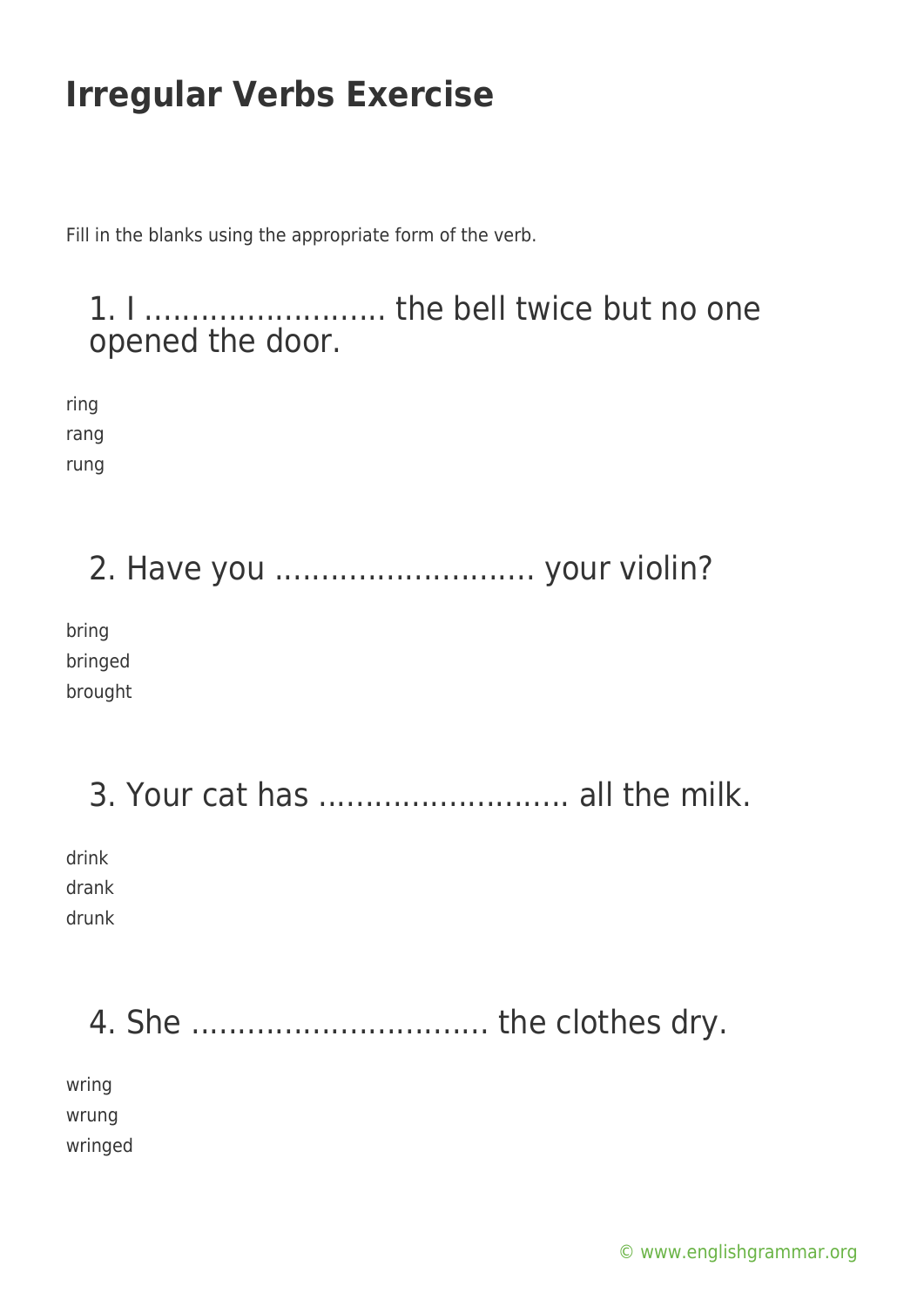# Irregular Verbs Exercise

Fill in the blanks using the appropriate form of the verb.

## 1. I .......................... the bell twice but no one opened the door.

ring
rang
rung

## 2. Have you ............................ your violin?

bring
bringed
brought

## 3. Your cat has ........................... all the milk.

drink
drank
drunk

## 4. She ................................ the clothes dry.

wring
wrung
wringed

© www.englishgrammar.org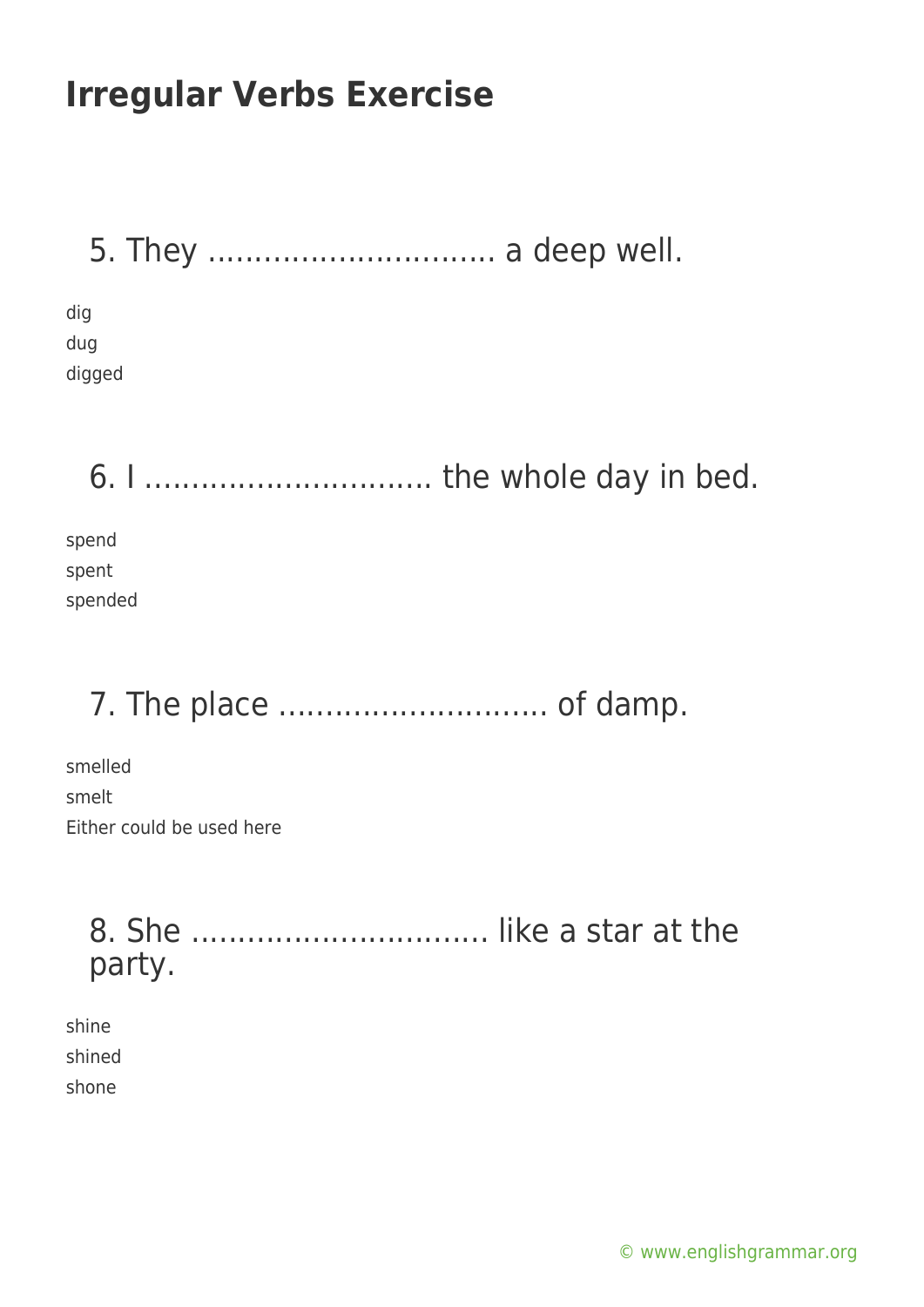# Irregular Verbs Exercise

## 5. They ............................... a deep well.

dig
dug
digged

## 6. I ............................... the whole day in bed.

spend
spent
spended

## 7. The place ............................ of damp.

smelled
smelt
Either could be used here

## 8. She ................................ like a star at the party.

shine
shined
shone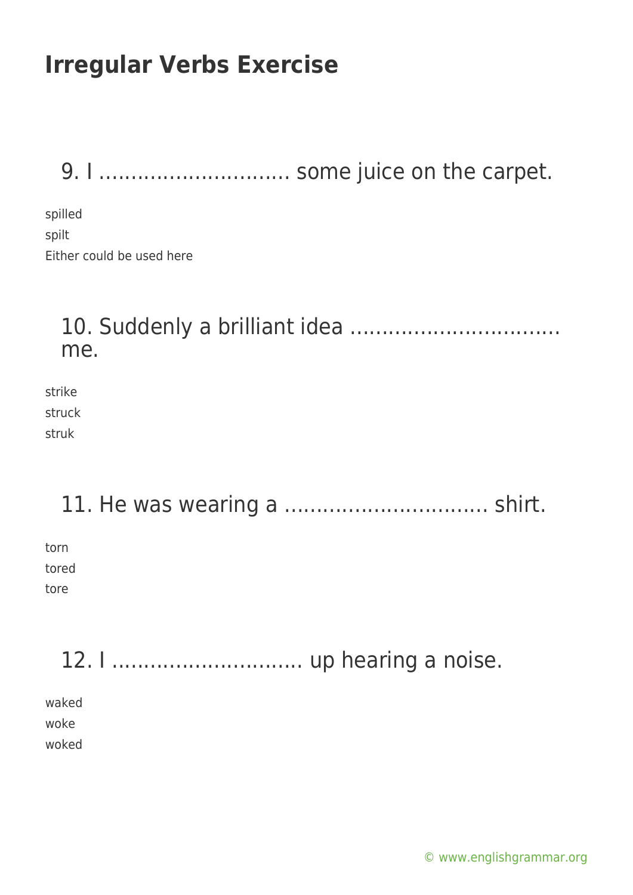# Irregular Verbs Exercise

## 9. I .............................. some juice on the carpet.

spilled
spilt
Either could be used here

## 10. Suddenly a brilliant idea ................................ me.

strike
struck
struk

## 11. He was wearing a ................................ shirt.

torn
tored
tore

## 12. I .............................. up hearing a noise.

waked
woke
woked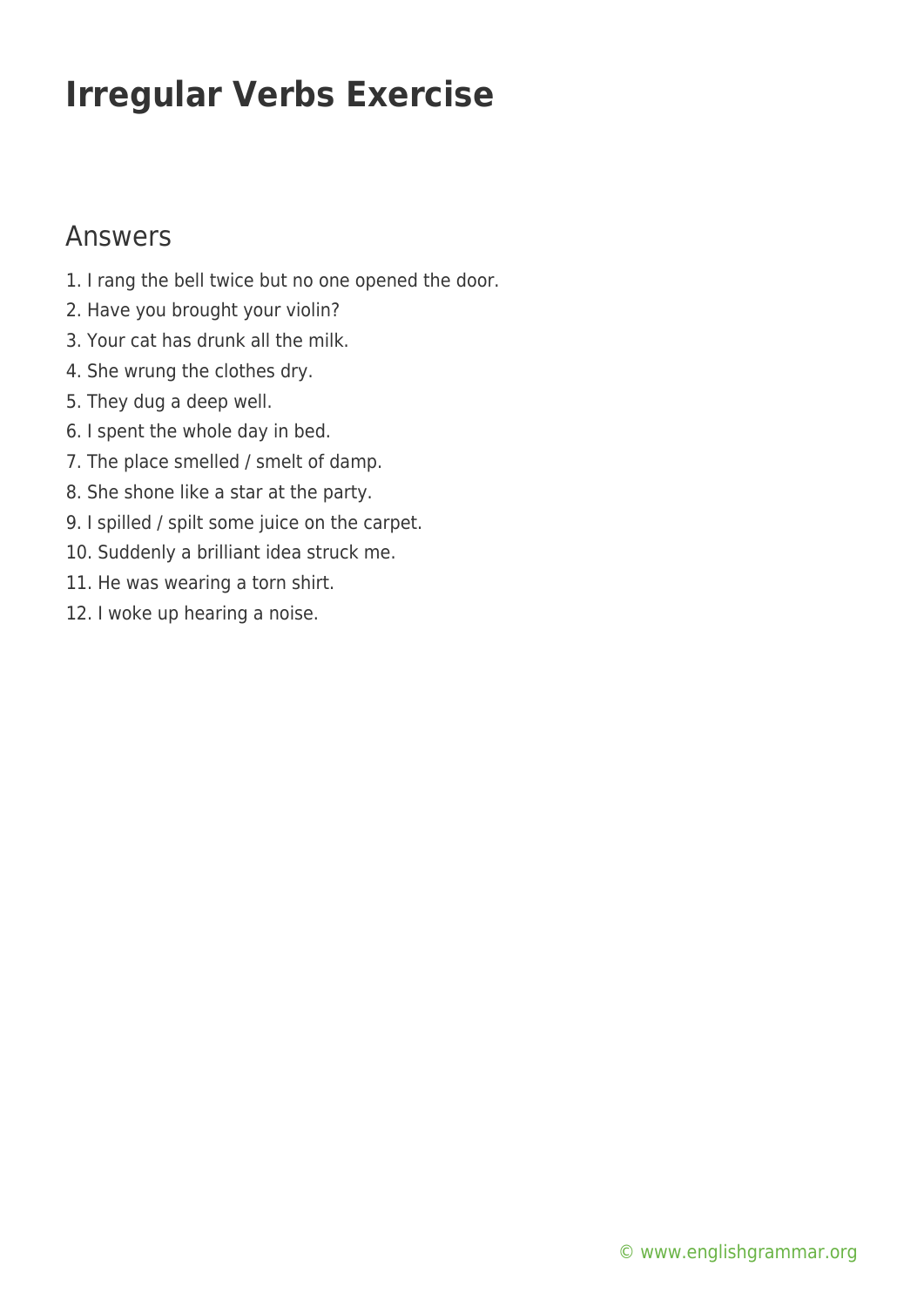# Irregular Verbs Exercise

## Answers

1. I rang the bell twice but no one opened the door.
2. Have you brought your violin?
3. Your cat has drunk all the milk.
4. She wrung the clothes dry.
5. They dug a deep well.
6. I spent the whole day in bed.
7. The place smelled / smelt of damp.
8. She shone like a star at the party.
9. I spilled / spilt some juice on the carpet.
10. Suddenly a brilliant idea struck me.
11. He was wearing a torn shirt.
12. I woke up hearing a noise.